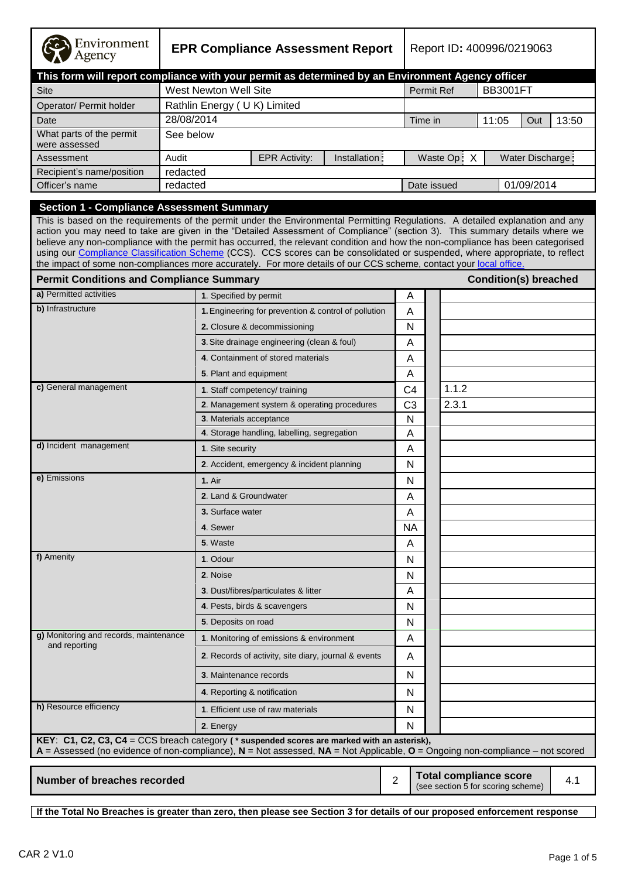Environment Agency

# EPR Compliance Assessment Report

Report ID: 400996/0219063

**This form will report compliance with your permit as determined by an Environment Agency officer**

| | | | | | | | |
|---|---|---|---|---|---|---|---|
| Site | West Newton Well Site | | | Permit Ref | BB3001FT | | |
| Operator/ Permit holder | Rathlin Energy ( U K) Limited | | | | | | |
| Date | 28/08/2014 | | | Time in | 11:05 | Out | 13:50 |
| What parts of the permit were assessed | See below | | | | | | |
| Assessment | Audit | EPR Activity: | Installation | Waste Op X | | Water Discharge | |
| Recipient's name/position | redacted | | | | | | |
| Officer's name | redacted | | | Date issued | 01/09/2014 | | |

## Section 1 - Compliance Assessment Summary

This is based on the requirements of the permit under the Environmental Permitting Regulations. A detailed explanation and any action you may need to take are given in the "Detailed Assessment of Compliance" (section 3). This summary details where we believe any non-compliance with the permit has occurred, the relevant condition and how the non-compliance has been categorised using our Compliance Classification Scheme (CCS). CCS scores can be consolidated or suspended, where appropriate, to reflect the impact of some non-compliances more accurately. For more details of our CCS scheme, contact your local office.

| Permit Conditions and Compliance Summary | | | Condition(s) breached |
|---|---|---|---|
| a) Permitted activities | 1. Specified by permit | A | |
| b) Infrastructure | 1. Engineering for prevention & control of pollution | A | |
| | 2. Closure & decommissioning | N | |
| | 3. Site drainage engineering (clean & foul) | A | |
| | 4. Containment of stored materials | A | |
| | 5. Plant and equipment | A | |
| c) General management | 1. Staff competency/ training | C4 | 1.1.2 |
| | 2. Management system & operating procedures | C3 | 2.3.1 |
| | 3. Materials acceptance | N | |
| | 4. Storage handling, labelling, segregation | A | |
| d) Incident management | 1. Site security | A | |
| | 2. Accident, emergency & incident planning | N | |
| e) Emissions | 1. Air | N | |
| | 2. Land & Groundwater | A | |
| | 3. Surface water | A | |
| | 4. Sewer | NA | |
| | 5. Waste | A | |
| f) Amenity | 1. Odour | N | |
| | 2. Noise | N | |
| | 3. Dust/fibres/particulates & litter | A | |
| | 4. Pests, birds & scavengers | N | |
| | 5. Deposits on road | N | |
| g) Monitoring and records, maintenance and reporting | 1. Monitoring of emissions & environment | A | |
| | 2. Records of activity, site diary, journal & events | A | |
| | 3. Maintenance records | N | |
| | 4. Reporting & notification | N | |
| h) Resource efficiency | 1. Efficient use of raw materials | N | |
| | 2. Energy | N | |

**KEY**: **C1, C2, C3, C4** = CCS breach category ( **\* suspended scores are marked with an asterisk),**
**A** = Assessed (no evidence of non-compliance), **N** = Not assessed, **NA** = Not Applicable, **O** = Ongoing non-compliance – not scored

| | | | |
|---|---|---|---|
| **Number of breaches recorded** | 2 | **Total compliance score** (see section 5 for scoring scheme) | 4.1 |

**If the Total No Breaches is greater than zero, then please see Section 3 for details of our proposed enforcement response**

CAR 2 V1.0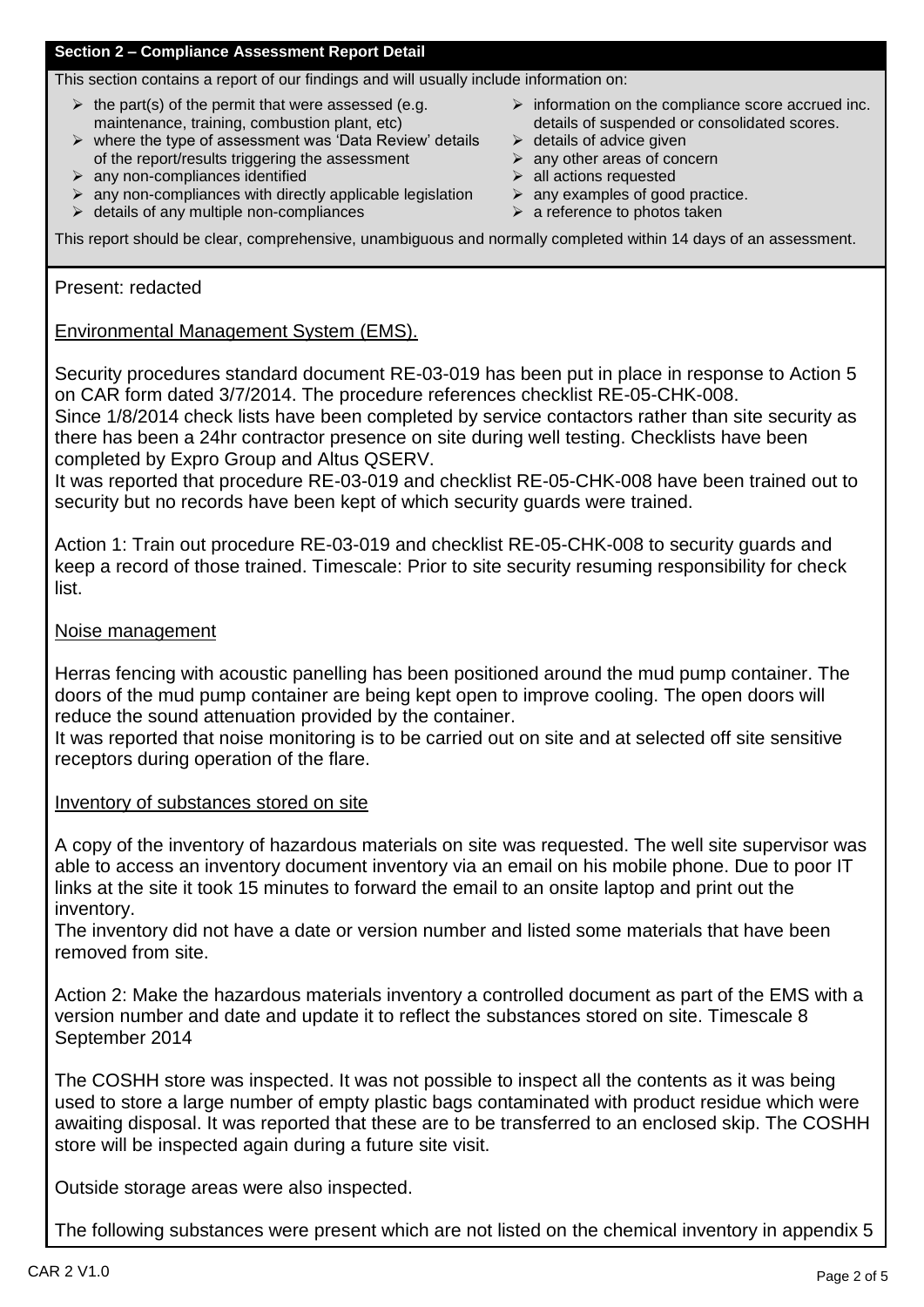## Section 2 – Compliance Assessment Report Detail

This section contains a report of our findings and will usually include information on:

- the part(s) of the permit that were assessed (e.g. maintenance, training, combustion plant, etc)
- where the type of assessment was 'Data Review' details of the report/results triggering the assessment
- any non-compliances identified
- any non-compliances with directly applicable legislation
- details of any multiple non-compliances
- information on the compliance score accrued inc. details of suspended or consolidated scores.
- details of advice given
- any other areas of concern
- all actions requested
- any examples of good practice.
- a reference to photos taken

This report should be clear, comprehensive, unambiguous and normally completed within 14 days of an assessment.

Present: redacted

Environmental Management System (EMS).

Security procedures standard document RE-03-019 has been put in place in response to Action 5 on CAR form dated 3/7/2014. The procedure references checklist RE-05-CHK-008.
Since 1/8/2014 check lists have been completed by service contactors rather than site security as there has been a 24hr contractor presence on site during well testing. Checklists have been completed by Expro Group and Altus QSERV.
It was reported that procedure RE-03-019 and checklist RE-05-CHK-008 have been trained out to security but no records have been kept of which security guards were trained.

Action 1: Train out procedure RE-03-019 and checklist RE-05-CHK-008 to security guards and keep a record of those trained. Timescale: Prior to site security resuming responsibility for check list.

Noise management

Herras fencing with acoustic panelling has been positioned around the mud pump container. The doors of the mud pump container are being kept open to improve cooling. The open doors will reduce the sound attenuation provided by the container.
It was reported that noise monitoring is to be carried out on site and at selected off site sensitive receptors during operation of the flare.

Inventory of substances stored on site

A copy of the inventory of hazardous materials on site was requested. The well site supervisor was able to access an inventory document inventory via an email on his mobile phone. Due to poor IT links at the site it took 15 minutes to forward the email to an onsite laptop and print out the inventory.
The inventory did not have a date or version number and listed some materials that have been removed from site.

Action 2: Make the hazardous materials inventory a controlled document as part of the EMS with a version number and date and update it to reflect the substances stored on site. Timescale 8 September 2014

The COSHH store was inspected. It was not possible to inspect all the contents as it was being used to store a large number of empty plastic bags contaminated with product residue which were awaiting disposal. It was reported that these are to be transferred to an enclosed skip. The COSHH store will be inspected again during a future site visit.

Outside storage areas were also inspected.

The following substances were present which are not listed on the chemical inventory in appendix 5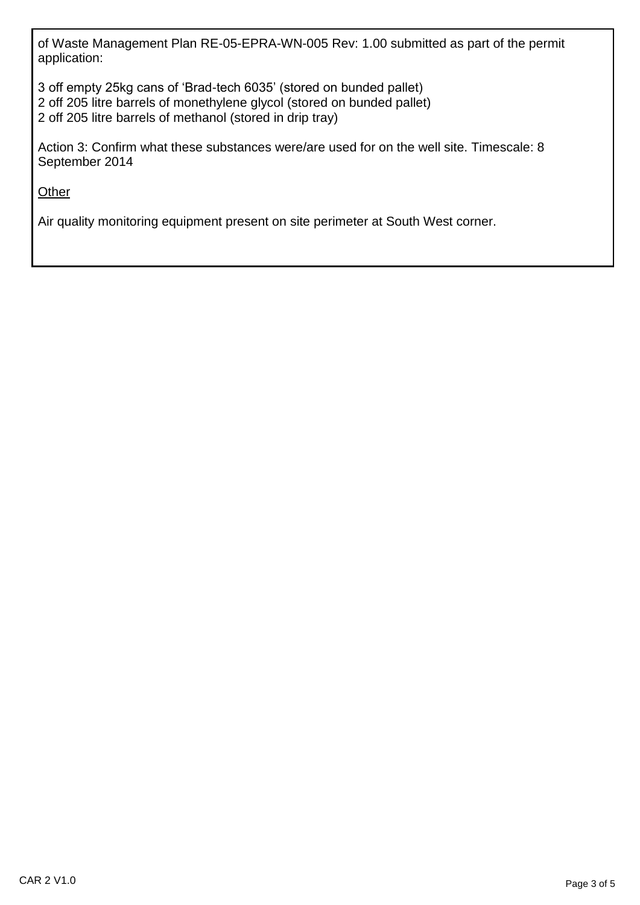of Waste Management Plan RE-05-EPRA-WN-005 Rev: 1.00 submitted as part of the permit application:

3 off empty 25kg cans of 'Brad-tech 6035' (stored on bunded pallet)
2 off 205 litre barrels of monethylene glycol (stored on bunded pallet)
2 off 205 litre barrels of methanol (stored in drip tray)

Action 3: Confirm what these substances were/are used for on the well site. Timescale: 8 September 2014

<u>Other</u>

Air quality monitoring equipment present on site perimeter at South West corner.

CAR 2 V1.0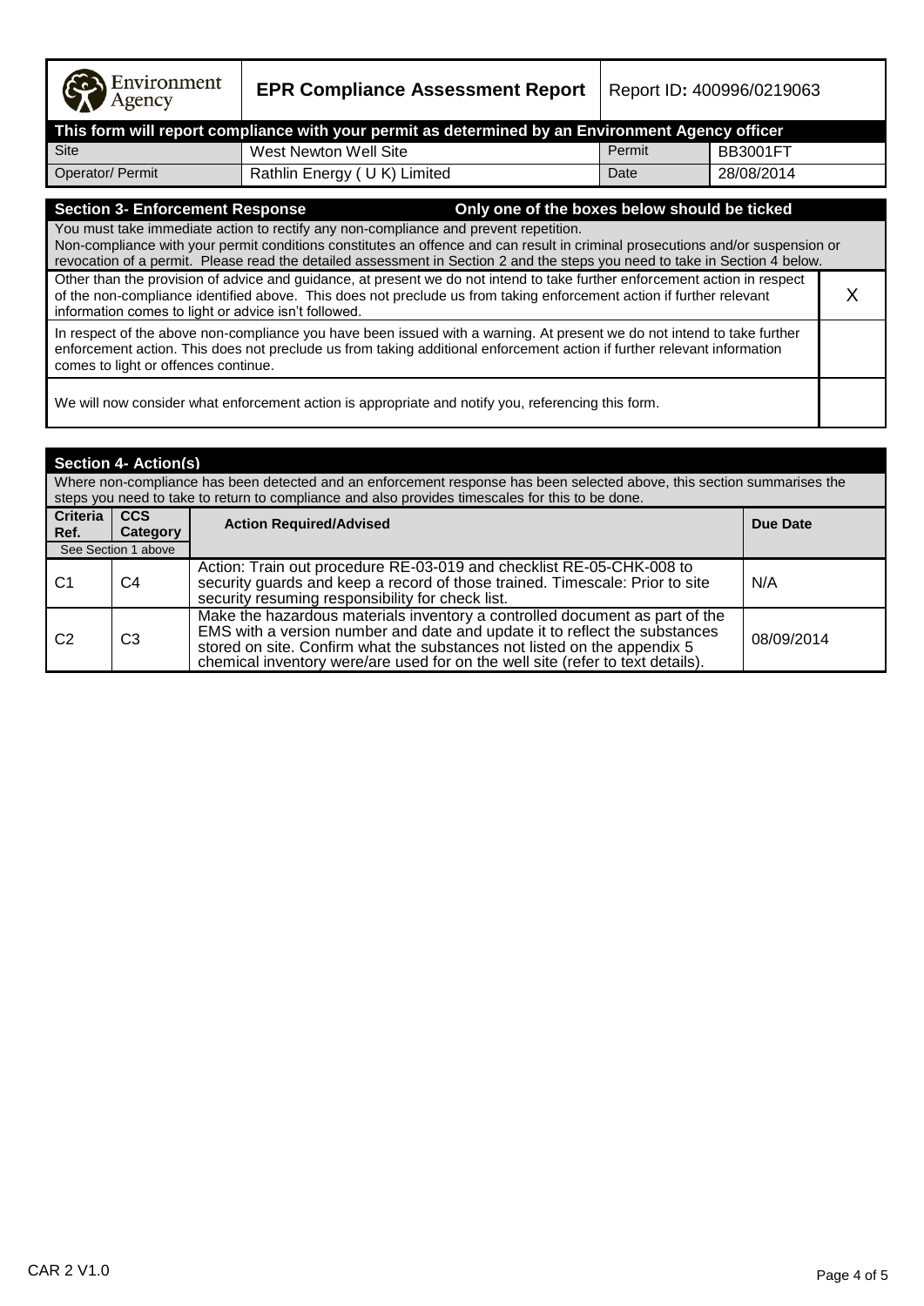Environment Agency

| **EPR Compliance Assessment Report** | | Report ID: 400996/0219063 | |
|---|---|---|---|
| **This form will report compliance with your permit as determined by an Environment Agency officer** | | | |
| Site | West Newton Well Site | Permit | BB3001FT |
| Operator/ Permit | Rathlin Energy ( U K) Limited | Date | 28/08/2014 |

| **Section 3- Enforcement Response** — **Only one of the boxes below should be ticked** | |
|---|---|
| You must take immediate action to rectify any non-compliance and prevent repetition. Non-compliance with your permit conditions constitutes an offence and can result in criminal prosecutions and/or suspension or revocation of a permit. Please read the detailed assessment in Section 2 and the steps you need to take in Section 4 below. | |
| Other than the provision of advice and guidance, at present we do not intend to take further enforcement action in respect of the non-compliance identified above. This does not preclude us from taking enforcement action if further relevant information comes to light or advice isn't followed. | X |
| In respect of the above non-compliance you have been issued with a warning. At present we do not intend to take further enforcement action. This does not preclude us from taking additional enforcement action if further relevant information comes to light or offences continue. | |
| We will now consider what enforcement action is appropriate and notify you, referencing this form. | |

**Section 4- Action(s)**

Where non-compliance has been detected and an enforcement response has been selected above, this section summarises the steps you need to take to return to compliance and also provides timescales for this to be done.

| **Criteria Ref.** (See Section 1 above) | **CCS Category** | **Action Required/Advised** | **Due Date** |
|---|---|---|---|
| C1 | C4 | Action: Train out procedure RE-03-019 and checklist RE-05-CHK-008 to security guards and keep a record of those trained. Timescale: Prior to site security resuming responsibility for check list. | N/A |
| C2 | C3 | Make the hazardous materials inventory a controlled document as part of the EMS with a version number and date and update it to reflect the substances stored on site. Confirm what the substances not listed on the appendix 5 chemical inventory were/are used for on the well site (refer to text details). | 08/09/2014 |

CAR 2 V1.0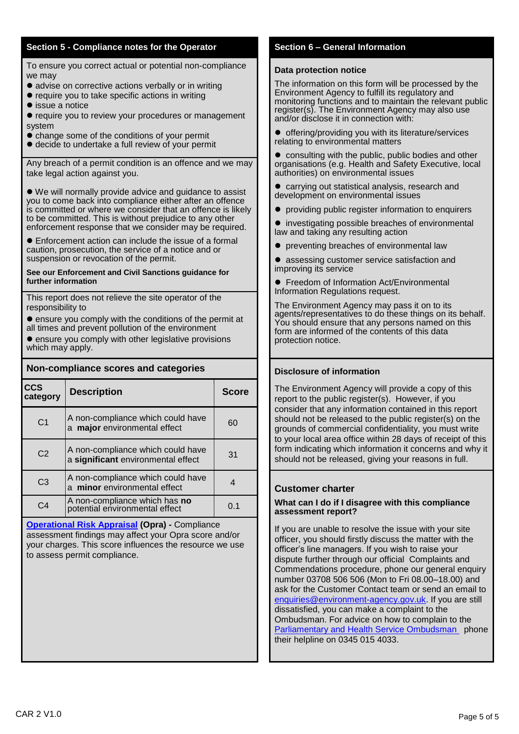## Section 5 - Compliance notes for the Operator

To ensure you correct actual or potential non-compliance we may

- advise on corrective actions verbally or in writing
- require you to take specific actions in writing
- issue a notice
- require you to review your procedures or management system
- change some of the conditions of your permit
- decide to undertake a full review of your permit

Any breach of a permit condition is an offence and we may take legal action against you.

- We will normally provide advice and guidance to assist you to come back into compliance either after an offence is committed or where we consider that an offence is likely to be committed. This is without prejudice to any other enforcement response that we consider may be required.
- Enforcement action can include the issue of a formal caution, prosecution, the service of a notice and or suspension or revocation of the permit.

**See our Enforcement and Civil Sanctions guidance for further information**

This report does not relieve the site operator of the responsibility to

- ensure you comply with the conditions of the permit at all times and prevent pollution of the environment
- ensure you comply with other legislative provisions which may apply.

### Non-compliance scores and categories

| CCS category | Description | Score |
|---|---|---|
| C1 | A non-compliance which could have a **major** environmental effect | 60 |
| C2 | A non-compliance which could have a **significant** environmental effect | 31 |
| C3 | A non-compliance which could have a **minor** environmental effect | 4 |
| C4 | A non-compliance which has **no** potential environmental effect | 0.1 |

**Operational Risk Appraisal (Opra) -** Compliance assessment findings may affect your Opra score and/or your charges. This score influences the resource we use to assess permit compliance.

## Section 6 – General Information

### Data protection notice

The information on this form will be processed by the Environment Agency to fulfill its regulatory and monitoring functions and to maintain the relevant public register(s). The Environment Agency may also use and/or disclose it in connection with:

- offering/providing you with its literature/services relating to environmental matters
- consulting with the public, public bodies and other organisations (e.g. Health and Safety Executive, local authorities) on environmental issues
- carrying out statistical analysis, research and development on environmental issues
- providing public register information to enquirers
- investigating possible breaches of environmental law and taking any resulting action
- preventing breaches of environmental law
- assessing customer service satisfaction and improving its service
- Freedom of Information Act/Environmental Information Regulations request.

The Environment Agency may pass it on to its agents/representatives to do these things on its behalf. You should ensure that any persons named on this form are informed of the contents of this data protection notice.

### Disclosure of information

The Environment Agency will provide a copy of this report to the public register(s). However, if you consider that any information contained in this report should not be released to the public register(s) on the grounds of commercial confidentiality, you must write to your local area office within 28 days of receipt of this form indicating which information it concerns and why it should not be released, giving your reasons in full.

### Customer charter

**What can I do if I disagree with this compliance assessment report?**

If you are unable to resolve the issue with your site officer, you should firstly discuss the matter with the officer's line managers. If you wish to raise your dispute further through our official Complaints and Commendations procedure, phone our general enquiry number 03708 506 506 (Mon to Fri 08.00–18.00) and ask for the Customer Contact team or send an email to enquiries@environment-agency.gov.uk. If you are still dissatisfied, you can make a complaint to the Ombudsman. For advice on how to complain to the Parliamentary and Health Service Ombudsman phone their helpline on 0345 015 4033.

CAR 2 V1.0